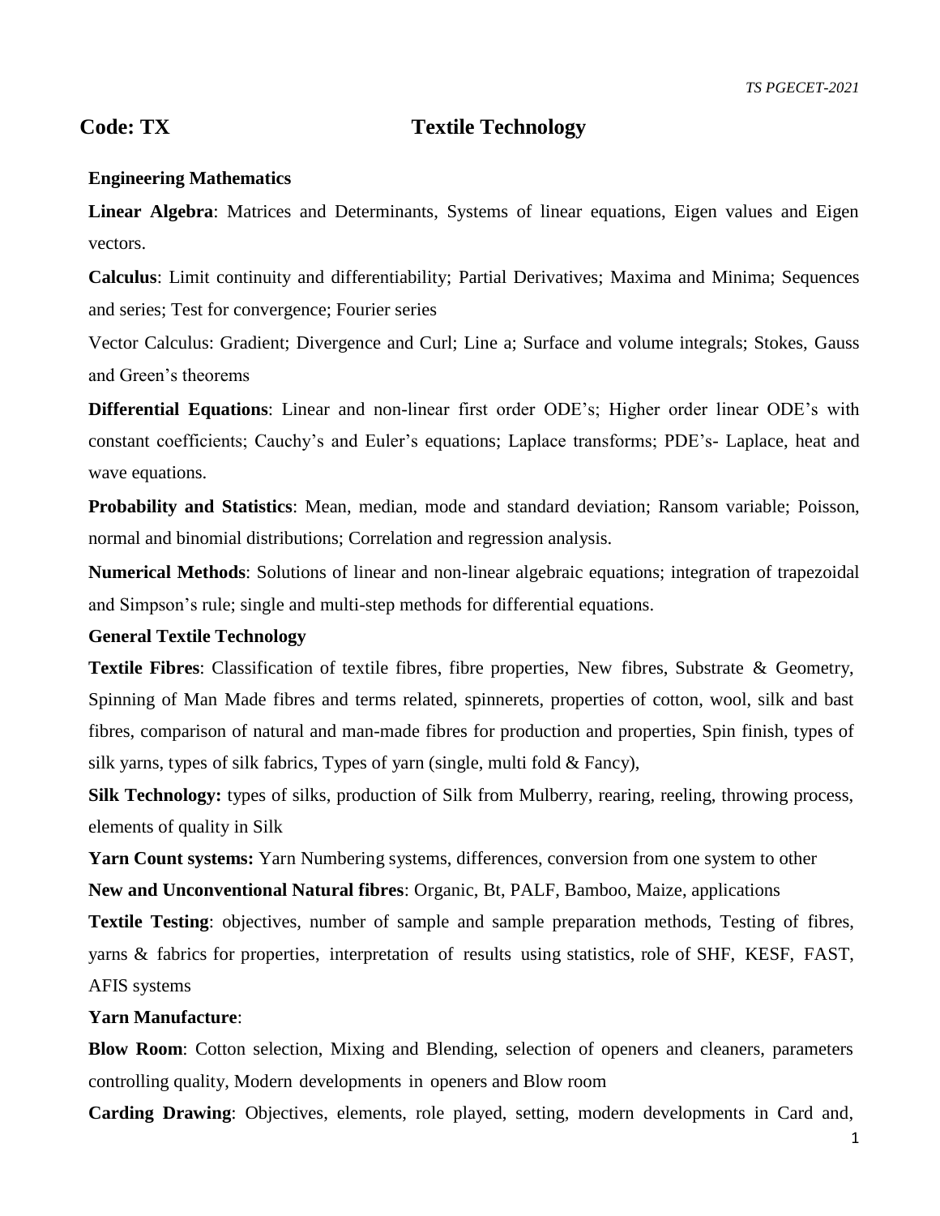## Code: TX Textile Technology

**Engineering Mathematics**

**Linear Algebra**: Matrices and Determinants, Systems of linear equations, Eigen values and Eigen vectors.

**Calculus**: Limit continuity and differentiability; Partial Derivatives; Maxima and Minima; Sequences and series; Test for convergence; Fourier series

Vector Calculus: Gradient; Divergence and Curl; Line a; Surface and volume integrals; Stokes, Gauss and Green's theorems

**Differential Equations**: Linear and non-linear first order ODE's; Higher order linear ODE's with constant coefficients; Cauchy's and Euler's equations; Laplace transforms; PDE's- Laplace, heat and wave equations.

**Probability and Statistics**: Mean, median, mode and standard deviation; Ransom variable; Poisson, normal and binomial distributions; Correlation and regression analysis.

**Numerical Methods**: Solutions of linear and non-linear algebraic equations; integration of trapezoidal and Simpson's rule; single and multi-step methods for differential equations.

**General Textile Technology**

**Textile Fibres**: Classification of textile fibres, fibre properties, New fibres, Substrate & Geometry, Spinning of Man Made fibres and terms related, spinnerets, properties of cotton, wool, silk and bast fibres, comparison of natural and man-made fibres for production and properties, Spin finish, types of silk yarns, types of silk fabrics, Types of yarn (single, multi fold & Fancy),

**Silk Technology:** types of silks, production of Silk from Mulberry, rearing, reeling, throwing process, elements of quality in Silk

**Yarn Count systems:** Yarn Numbering systems, differences, conversion from one system to other

**New and Unconventional Natural fibres**: Organic, Bt, PALF, Bamboo, Maize, applications

**Textile Testing**: objectives, number of sample and sample preparation methods, Testing of fibres, yarns & fabrics for properties, interpretation of results using statistics, role of SHF, KESF, FAST, AFIS systems

**Yarn Manufacture**:

**Blow Room**: Cotton selection, Mixing and Blending, selection of openers and cleaners, parameters controlling quality, Modern developments in openers and Blow room

**Carding Drawing**: Objectives, elements, role played, setting, modern developments in Card and,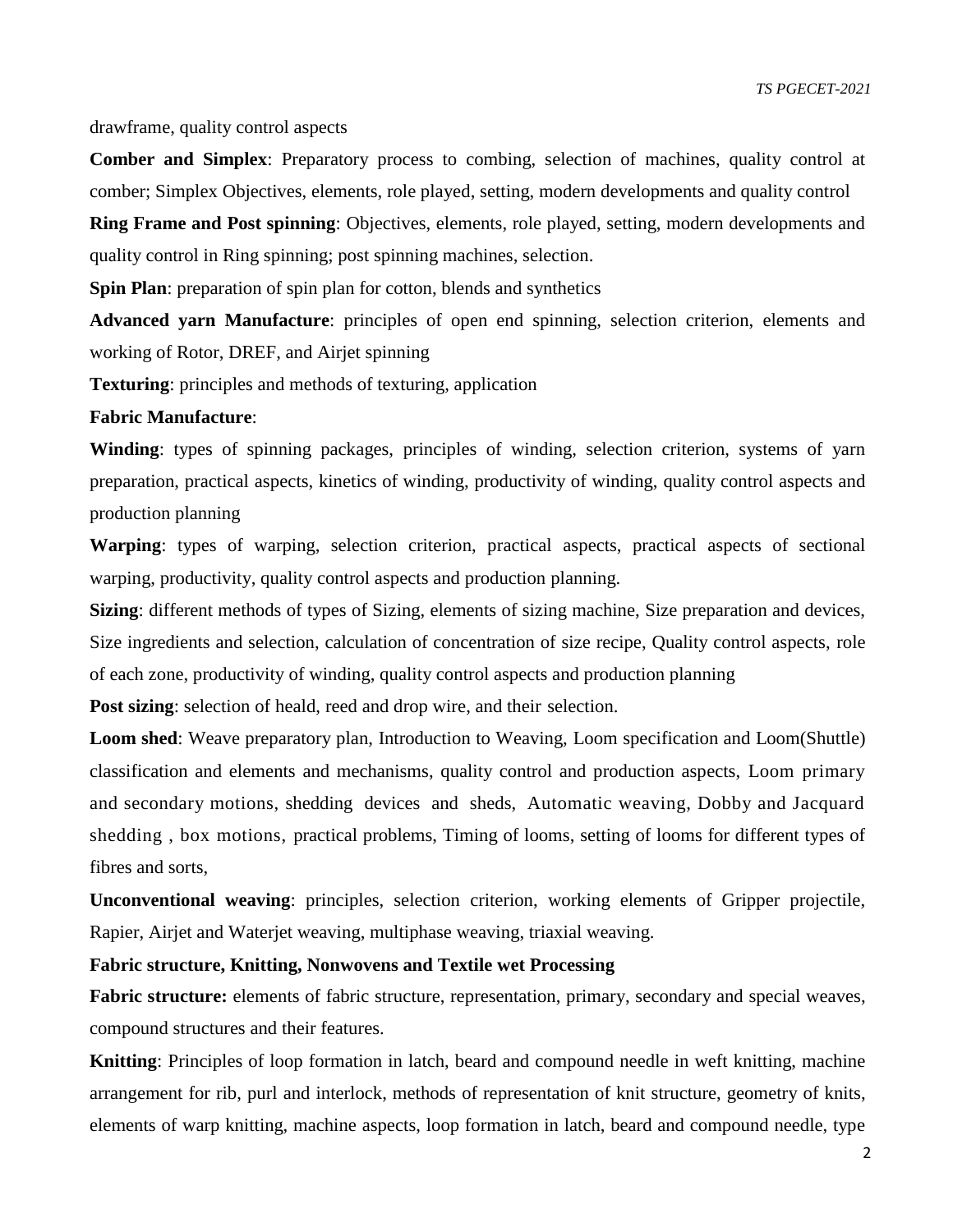drawframe, quality control aspects

**Comber and Simplex**: Preparatory process to combing, selection of machines, quality control at comber; Simplex Objectives, elements, role played, setting, modern developments and quality control

**Ring Frame and Post spinning**: Objectives, elements, role played, setting, modern developments and quality control in Ring spinning; post spinning machines, selection.

**Spin Plan**: preparation of spin plan for cotton, blends and synthetics

**Advanced yarn Manufacture**: principles of open end spinning, selection criterion, elements and working of Rotor, DREF, and Airjet spinning

**Texturing**: principles and methods of texturing, application

**Fabric Manufacture**:

**Winding**: types of spinning packages, principles of winding, selection criterion, systems of yarn preparation, practical aspects, kinetics of winding, productivity of winding, quality control aspects and production planning

**Warping**: types of warping, selection criterion, practical aspects, practical aspects of sectional warping, productivity, quality control aspects and production planning.

**Sizing**: different methods of types of Sizing, elements of sizing machine, Size preparation and devices, Size ingredients and selection, calculation of concentration of size recipe, Quality control aspects, role of each zone, productivity of winding, quality control aspects and production planning

**Post sizing**: selection of heald, reed and drop wire, and their selection.

**Loom shed**: Weave preparatory plan, Introduction to Weaving, Loom specification and Loom(Shuttle) classification and elements and mechanisms, quality control and production aspects, Loom primary and secondary motions, shedding devices and sheds, Automatic weaving, Dobby and Jacquard shedding , box motions, practical problems, Timing of looms, setting of looms for different types of fibres and sorts,

**Unconventional weaving**: principles, selection criterion, working elements of Gripper projectile, Rapier, Airjet and Waterjet weaving, multiphase weaving, triaxial weaving.

**Fabric structure, Knitting, Nonwovens and Textile wet Processing**

**Fabric structure:** elements of fabric structure, representation, primary, secondary and special weaves, compound structures and their features.

**Knitting**: Principles of loop formation in latch, beard and compound needle in weft knitting, machine arrangement for rib, purl and interlock, methods of representation of knit structure, geometry of knits, elements of warp knitting, machine aspects, loop formation in latch, beard and compound needle, type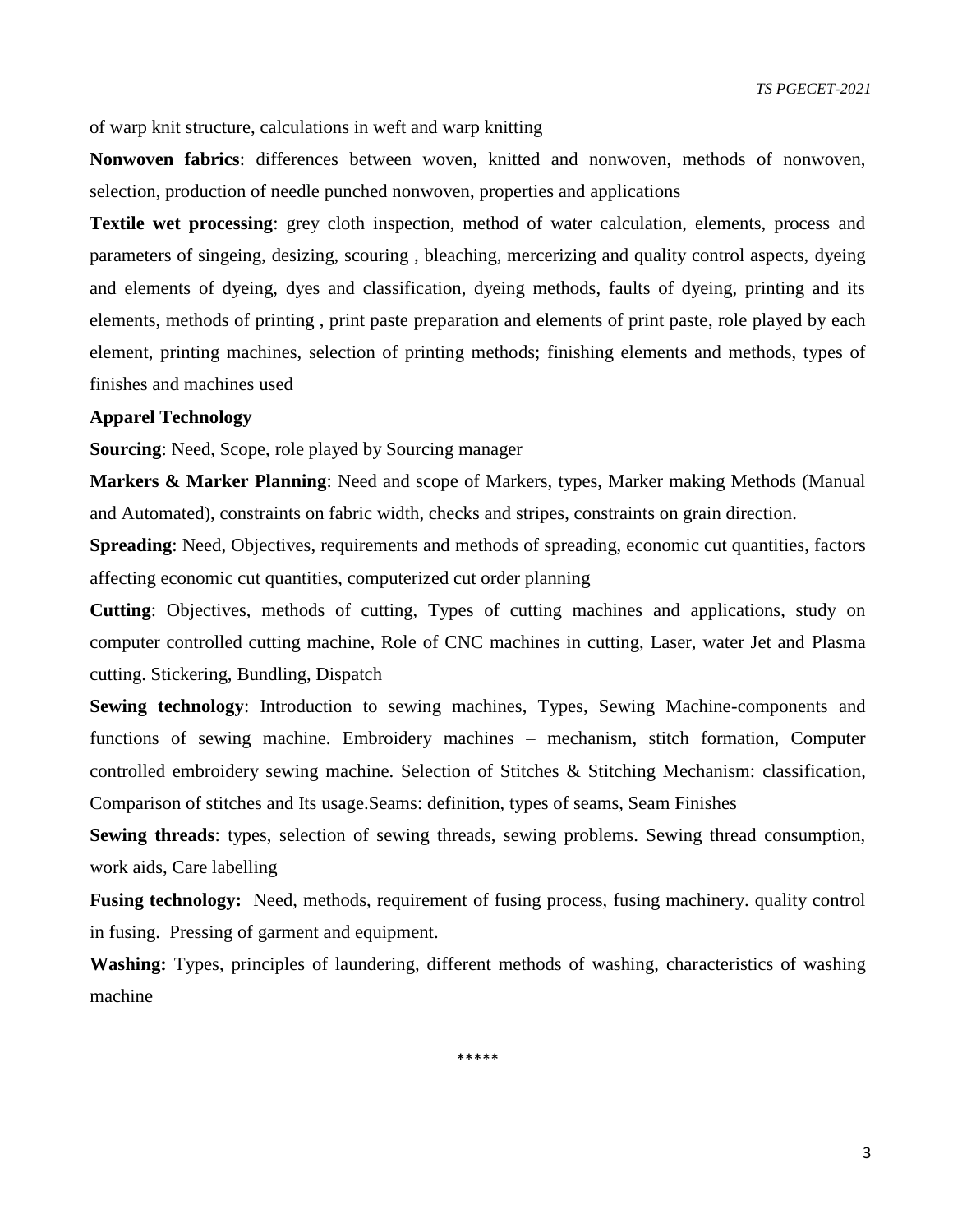of warp knit structure, calculations in weft and warp knitting

**Nonwoven fabrics**: differences between woven, knitted and nonwoven, methods of nonwoven, selection, production of needle punched nonwoven, properties and applications

**Textile wet processing**: grey cloth inspection, method of water calculation, elements, process and parameters of singeing, desizing, scouring , bleaching, mercerizing and quality control aspects, dyeing and elements of dyeing, dyes and classification, dyeing methods, faults of dyeing, printing and its elements, methods of printing , print paste preparation and elements of print paste, role played by each element, printing machines, selection of printing methods; finishing elements and methods, types of finishes and machines used

**Apparel Technology**

**Sourcing**: Need, Scope, role played by Sourcing manager

**Markers & Marker Planning**: Need and scope of Markers, types, Marker making Methods (Manual and Automated), constraints on fabric width, checks and stripes, constraints on grain direction.

**Spreading**: Need, Objectives, requirements and methods of spreading, economic cut quantities, factors affecting economic cut quantities, computerized cut order planning

**Cutting**: Objectives, methods of cutting, Types of cutting machines and applications, study on computer controlled cutting machine, Role of CNC machines in cutting, Laser, water Jet and Plasma cutting. Stickering, Bundling, Dispatch

**Sewing technology**: Introduction to sewing machines, Types, Sewing Machine-components and functions of sewing machine. Embroidery machines – mechanism, stitch formation, Computer controlled embroidery sewing machine. Selection of Stitches & Stitching Mechanism: classification, Comparison of stitches and Its usage.Seams: definition, types of seams, Seam Finishes

**Sewing threads**: types, selection of sewing threads, sewing problems. Sewing thread consumption, work aids, Care labelling

**Fusing technology:** Need, methods, requirement of fusing process, fusing machinery. quality control in fusing. Pressing of garment and equipment.

**Washing:** Types, principles of laundering, different methods of washing, characteristics of washing machine

\*\*\*\*\*